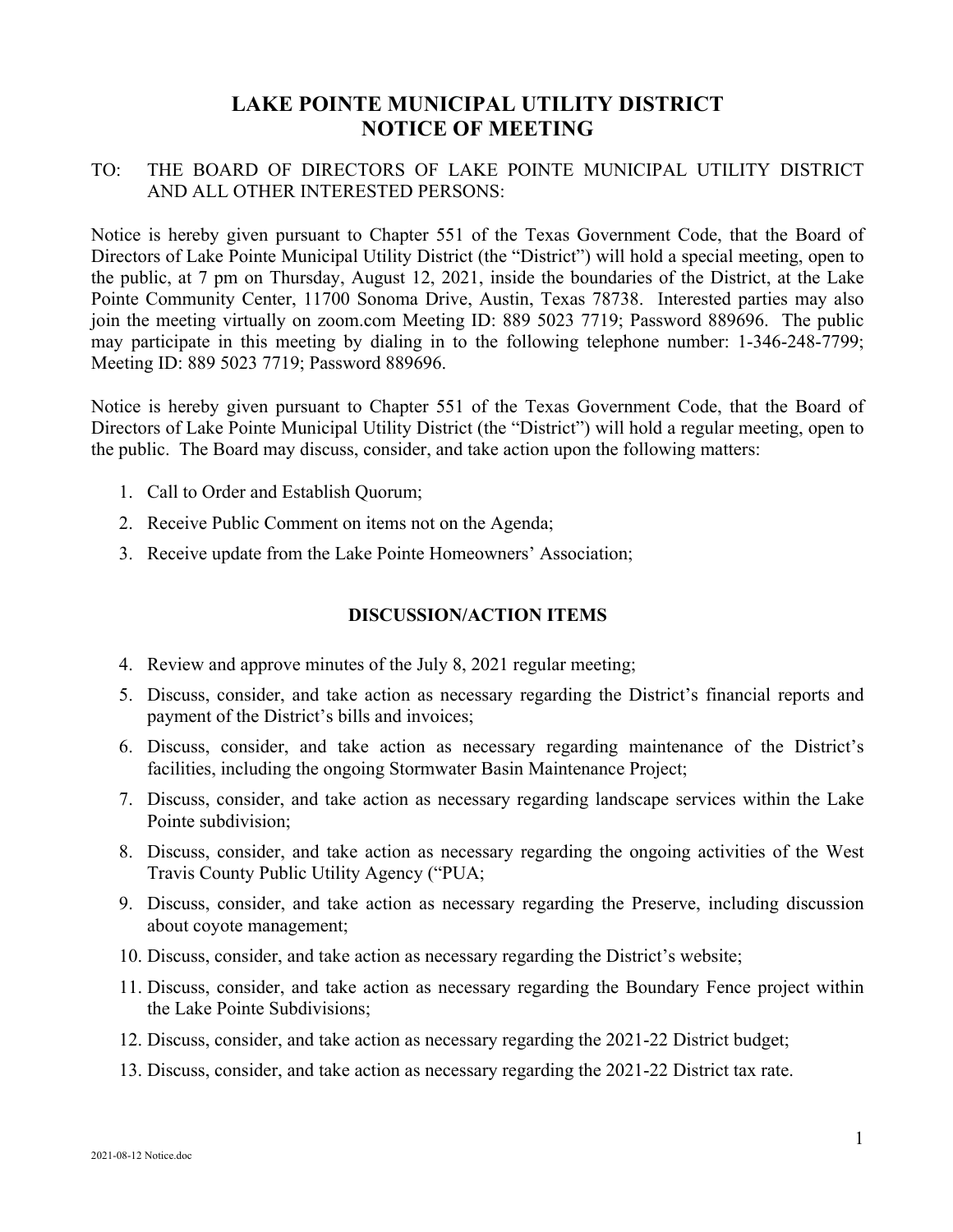# LAKE POINTE MUNICIPAL UTILITY DISTRICT
# NOTICE OF MEETING

TO: THE BOARD OF DIRECTORS OF LAKE POINTE MUNICIPAL UTILITY DISTRICT AND ALL OTHER INTERESTED PERSONS:

Notice is hereby given pursuant to Chapter 551 of the Texas Government Code, that the Board of Directors of Lake Pointe Municipal Utility District (the "District") will hold a special meeting, open to the public, at 7 pm on Thursday, August 12, 2021, inside the boundaries of the District, at the Lake Pointe Community Center, 11700 Sonoma Drive, Austin, Texas 78738. Interested parties may also join the meeting virtually on zoom.com Meeting ID: 889 5023 7719; Password 889696. The public may participate in this meeting by dialing in to the following telephone number: 1-346-248-7799; Meeting ID: 889 5023 7719; Password 889696.

Notice is hereby given pursuant to Chapter 551 of the Texas Government Code, that the Board of Directors of Lake Pointe Municipal Utility District (the "District") will hold a regular meeting, open to the public. The Board may discuss, consider, and take action upon the following matters:

1. Call to Order and Establish Quorum;
2. Receive Public Comment on items not on the Agenda;
3. Receive update from the Lake Pointe Homeowners' Association;

## DISCUSSION/ACTION ITEMS

4. Review and approve minutes of the July 8, 2021 regular meeting;
5. Discuss, consider, and take action as necessary regarding the District's financial reports and payment of the District's bills and invoices;
6. Discuss, consider, and take action as necessary regarding maintenance of the District's facilities, including the ongoing Stormwater Basin Maintenance Project;
7. Discuss, consider, and take action as necessary regarding landscape services within the Lake Pointe subdivision;
8. Discuss, consider, and take action as necessary regarding the ongoing activities of the West Travis County Public Utility Agency ("PUA;
9. Discuss, consider, and take action as necessary regarding the Preserve, including discussion about coyote management;
10. Discuss, consider, and take action as necessary regarding the District's website;
11. Discuss, consider, and take action as necessary regarding the Boundary Fence project within the Lake Pointe Subdivisions;
12. Discuss, consider, and take action as necessary regarding the 2021-22 District budget;
13. Discuss, consider, and take action as necessary regarding the 2021-22 District tax rate.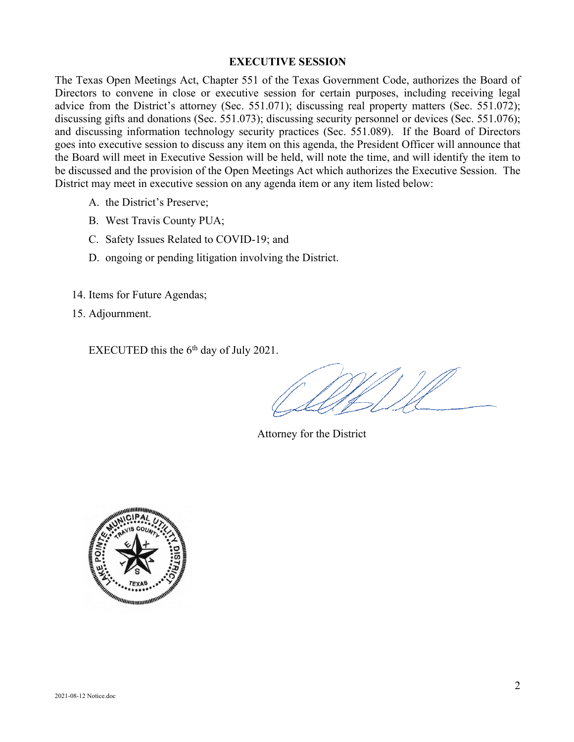## EXECUTIVE SESSION

The Texas Open Meetings Act, Chapter 551 of the Texas Government Code, authorizes the Board of Directors to convene in close or executive session for certain purposes, including receiving legal advice from the District's attorney (Sec. 551.071); discussing real property matters (Sec. 551.072); discussing gifts and donations (Sec. 551.073); discussing security personnel or devices (Sec. 551.076); and discussing information technology security practices (Sec. 551.089). If the Board of Directors goes into executive session to discuss any item on this agenda, the President Officer will announce that the Board will meet in Executive Session will be held, will note the time, and will identify the item to be discussed and the provision of the Open Meetings Act which authorizes the Executive Session. The District may meet in executive session on any agenda item or any item listed below:

A. the District's Preserve;

B. West Travis County PUA;

C. Safety Issues Related to COVID-19; and

D. ongoing or pending litigation involving the District.

14. Items for Future Agendas;

15. Adjournment.

EXECUTED this the 6th day of July 2021.

Attorney for the District

2021-08-12 Notice.doc